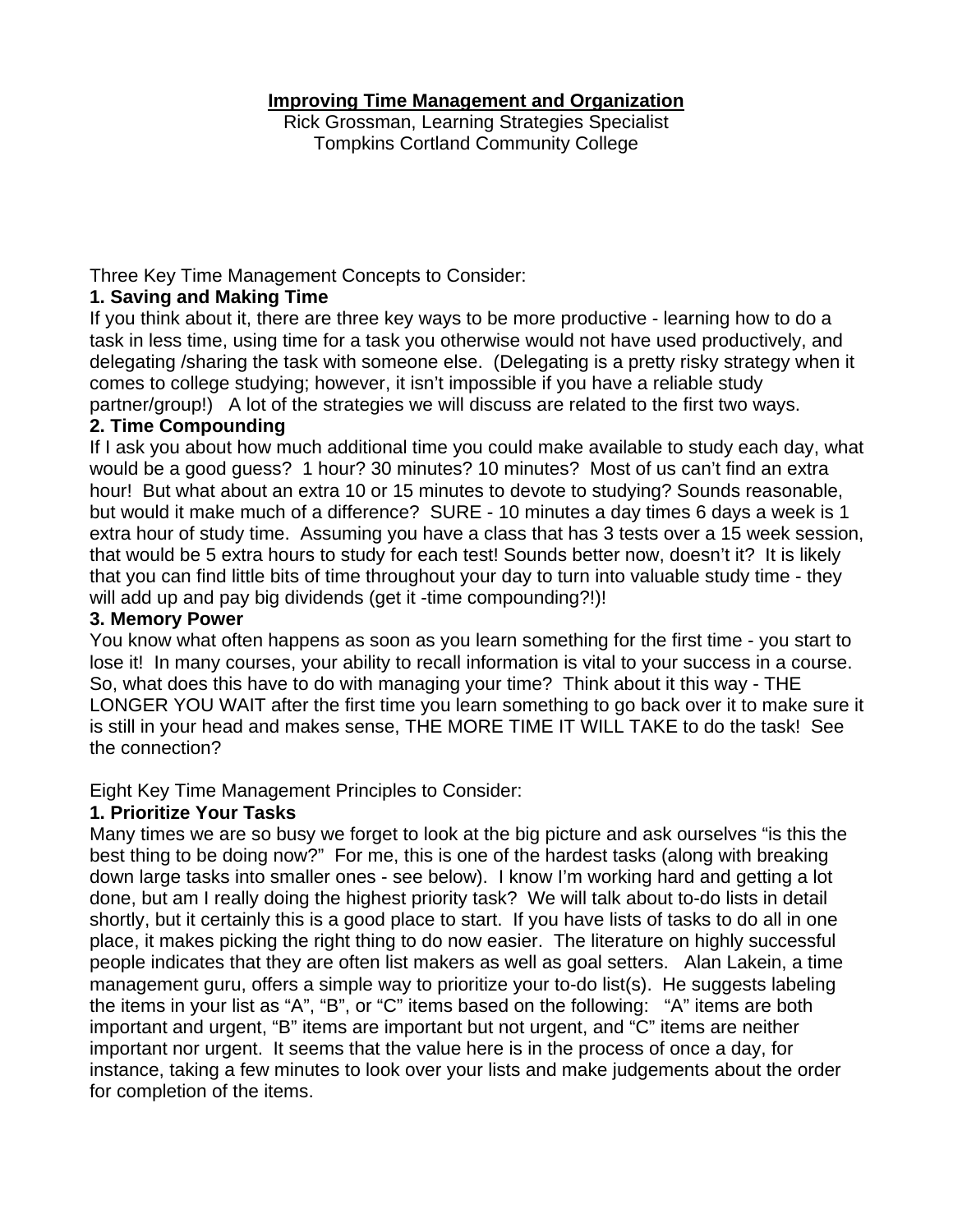# Improving Time Management and Organization

Rick Grossman, Learning Strategies Specialist
Tompkins Cortland Community College

Three Key Time Management Concepts to Consider:

**1. Saving and Making Time**

If you think about it, there are three key ways to be more productive - learning how to do a task in less time, using time for a task you otherwise would not have used productively, and delegating /sharing the task with someone else. (Delegating is a pretty risky strategy when it comes to college studying; however, it isn't impossible if you have a reliable study partner/group!) A lot of the strategies we will discuss are related to the first two ways.

**2. Time Compounding**

If I ask you about how much additional time you could make available to study each day, what would be a good guess? 1 hour? 30 minutes? 10 minutes? Most of us can't find an extra hour! But what about an extra 10 or 15 minutes to devote to studying? Sounds reasonable, but would it make much of a difference? SURE - 10 minutes a day times 6 days a week is 1 extra hour of study time. Assuming you have a class that has 3 tests over a 15 week session, that would be 5 extra hours to study for each test! Sounds better now, doesn't it? It is likely that you can find little bits of time throughout your day to turn into valuable study time - they will add up and pay big dividends (get it -time compounding?!)!

**3. Memory Power**

You know what often happens as soon as you learn something for the first time - you start to lose it! In many courses, your ability to recall information is vital to your success in a course. So, what does this have to do with managing your time? Think about it this way - THE LONGER YOU WAIT after the first time you learn something to go back over it to make sure it is still in your head and makes sense, THE MORE TIME IT WILL TAKE to do the task! See the connection?

Eight Key Time Management Principles to Consider:

**1. Prioritize Your Tasks**

Many times we are so busy we forget to look at the big picture and ask ourselves "is this the best thing to be doing now?" For me, this is one of the hardest tasks (along with breaking down large tasks into smaller ones - see below). I know I'm working hard and getting a lot done, but am I really doing the highest priority task? We will talk about to-do lists in detail shortly, but it certainly this is a good place to start. If you have lists of tasks to do all in one place, it makes picking the right thing to do now easier. The literature on highly successful people indicates that they are often list makers as well as goal setters. Alan Lakein, a time management guru, offers a simple way to prioritize your to-do list(s). He suggests labeling the items in your list as "A", "B", or "C" items based on the following: "A" items are both important and urgent, "B" items are important but not urgent, and "C" items are neither important nor urgent. It seems that the value here is in the process of once a day, for instance, taking a few minutes to look over your lists and make judgements about the order for completion of the items.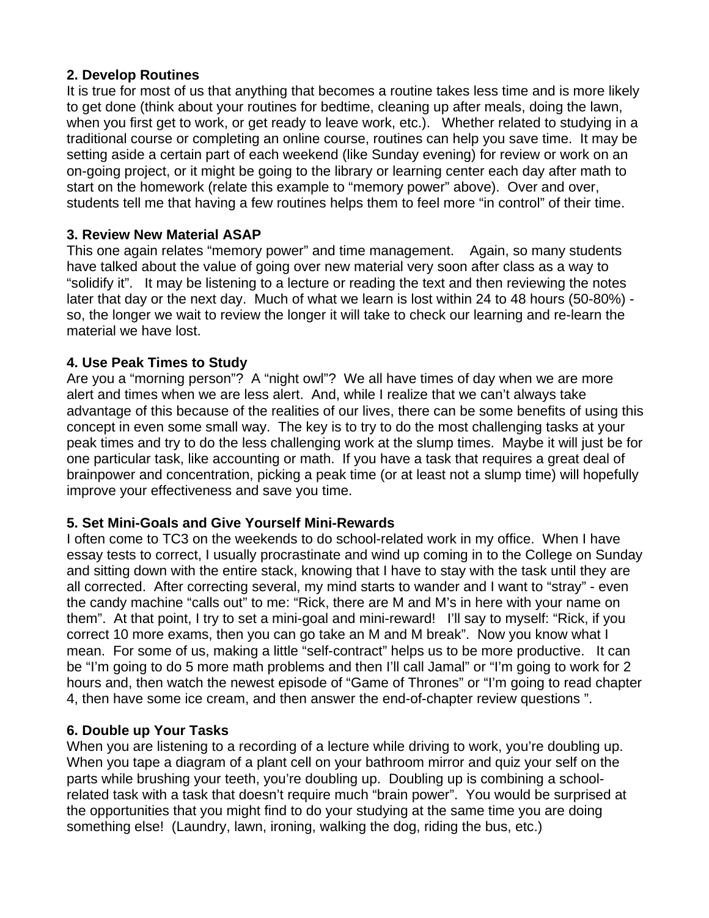**2. Develop Routines**

It is true for most of us that anything that becomes a routine takes less time and is more likely to get done (think about your routines for bedtime, cleaning up after meals, doing the lawn, when you first get to work, or get ready to leave work, etc.). Whether related to studying in a traditional course or completing an online course, routines can help you save time. It may be setting aside a certain part of each weekend (like Sunday evening) for review or work on an on-going project, or it might be going to the library or learning center each day after math to start on the homework (relate this example to "memory power" above). Over and over, students tell me that having a few routines helps them to feel more "in control" of their time.

**3. Review New Material ASAP**

This one again relates "memory power" and time management. Again, so many students have talked about the value of going over new material very soon after class as a way to "solidify it". It may be listening to a lecture or reading the text and then reviewing the notes later that day or the next day. Much of what we learn is lost within 24 to 48 hours (50-80%) - so, the longer we wait to review the longer it will take to check our learning and re-learn the material we have lost.

**4. Use Peak Times to Study**

Are you a "morning person"? A "night owl"? We all have times of day when we are more alert and times when we are less alert. And, while I realize that we can't always take advantage of this because of the realities of our lives, there can be some benefits of using this concept in even some small way. The key is to try to do the most challenging tasks at your peak times and try to do the less challenging work at the slump times. Maybe it will just be for one particular task, like accounting or math. If you have a task that requires a great deal of brainpower and concentration, picking a peak time (or at least not a slump time) will hopefully improve your effectiveness and save you time.

**5. Set Mini-Goals and Give Yourself Mini-Rewards**

I often come to TC3 on the weekends to do school-related work in my office. When I have essay tests to correct, I usually procrastinate and wind up coming in to the College on Sunday and sitting down with the entire stack, knowing that I have to stay with the task until they are all corrected. After correcting several, my mind starts to wander and I want to "stray" - even the candy machine "calls out" to me: "Rick, there are M and M's in here with your name on them". At that point, I try to set a mini-goal and mini-reward! I'll say to myself: "Rick, if you correct 10 more exams, then you can go take an M and M break". Now you know what I mean. For some of us, making a little "self-contract" helps us to be more productive. It can be "I'm going to do 5 more math problems and then I'll call Jamal" or "I'm going to work for 2 hours and, then watch the newest episode of "Game of Thrones" or "I'm going to read chapter 4, then have some ice cream, and then answer the end-of-chapter review questions ".

**6. Double up Your Tasks**

When you are listening to a recording of a lecture while driving to work, you're doubling up. When you tape a diagram of a plant cell on your bathroom mirror and quiz your self on the parts while brushing your teeth, you're doubling up. Doubling up is combining a school-related task with a task that doesn't require much "brain power". You would be surprised at the opportunities that you might find to do your studying at the same time you are doing something else! (Laundry, lawn, ironing, walking the dog, riding the bus, etc.)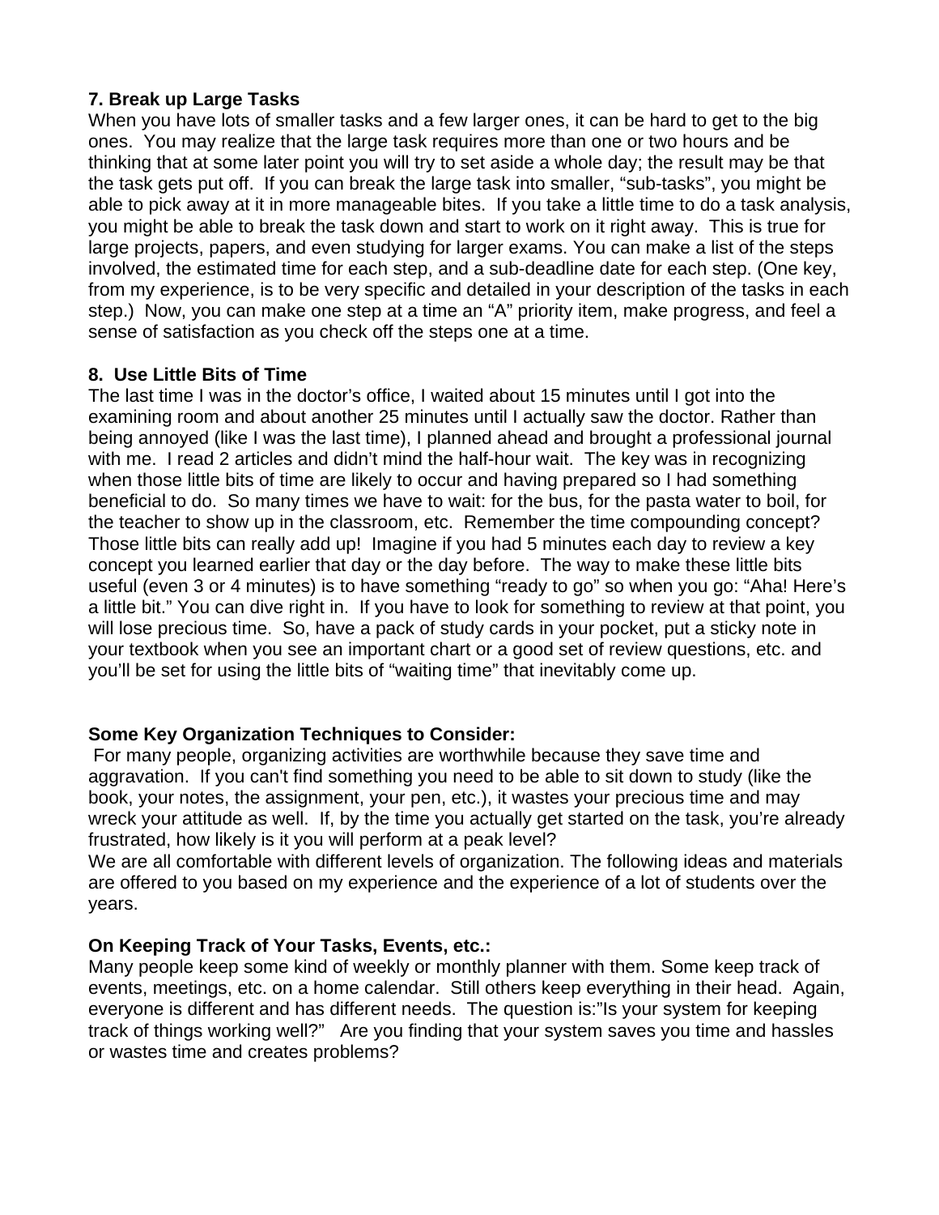**7. Break up Large Tasks**

When you have lots of smaller tasks and a few larger ones, it can be hard to get to the big ones. You may realize that the large task requires more than one or two hours and be thinking that at some later point you will try to set aside a whole day; the result may be that the task gets put off. If you can break the large task into smaller, "sub-tasks", you might be able to pick away at it in more manageable bites. If you take a little time to do a task analysis, you might be able to break the task down and start to work on it right away. This is true for large projects, papers, and even studying for larger exams. You can make a list of the steps involved, the estimated time for each step, and a sub-deadline date for each step. (One key, from my experience, is to be very specific and detailed in your description of the tasks in each step.) Now, you can make one step at a time an "A" priority item, make progress, and feel a sense of satisfaction as you check off the steps one at a time.

**8. Use Little Bits of Time**

The last time I was in the doctor's office, I waited about 15 minutes until I got into the examining room and about another 25 minutes until I actually saw the doctor. Rather than being annoyed (like I was the last time), I planned ahead and brought a professional journal with me. I read 2 articles and didn't mind the half-hour wait. The key was in recognizing when those little bits of time are likely to occur and having prepared so I had something beneficial to do. So many times we have to wait: for the bus, for the pasta water to boil, for the teacher to show up in the classroom, etc. Remember the time compounding concept? Those little bits can really add up! Imagine if you had 5 minutes each day to review a key concept you learned earlier that day or the day before. The way to make these little bits useful (even 3 or 4 minutes) is to have something "ready to go" so when you go: "Aha! Here's a little bit." You can dive right in. If you have to look for something to review at that point, you will lose precious time. So, have a pack of study cards in your pocket, put a sticky note in your textbook when you see an important chart or a good set of review questions, etc. and you'll be set for using the little bits of "waiting time" that inevitably come up.

**Some Key Organization Techniques to Consider:**

For many people, organizing activities are worthwhile because they save time and aggravation. If you can't find something you need to be able to sit down to study (like the book, your notes, the assignment, your pen, etc.), it wastes your precious time and may wreck your attitude as well. If, by the time you actually get started on the task, you're already frustrated, how likely is it you will perform at a peak level?

We are all comfortable with different levels of organization. The following ideas and materials are offered to you based on my experience and the experience of a lot of students over the years.

**On Keeping Track of Your Tasks, Events, etc.:**

Many people keep some kind of weekly or monthly planner with them. Some keep track of events, meetings, etc. on a home calendar. Still others keep everything in their head. Again, everyone is different and has different needs. The question is:"Is your system for keeping track of things working well?" Are you finding that your system saves you time and hassles or wastes time and creates problems?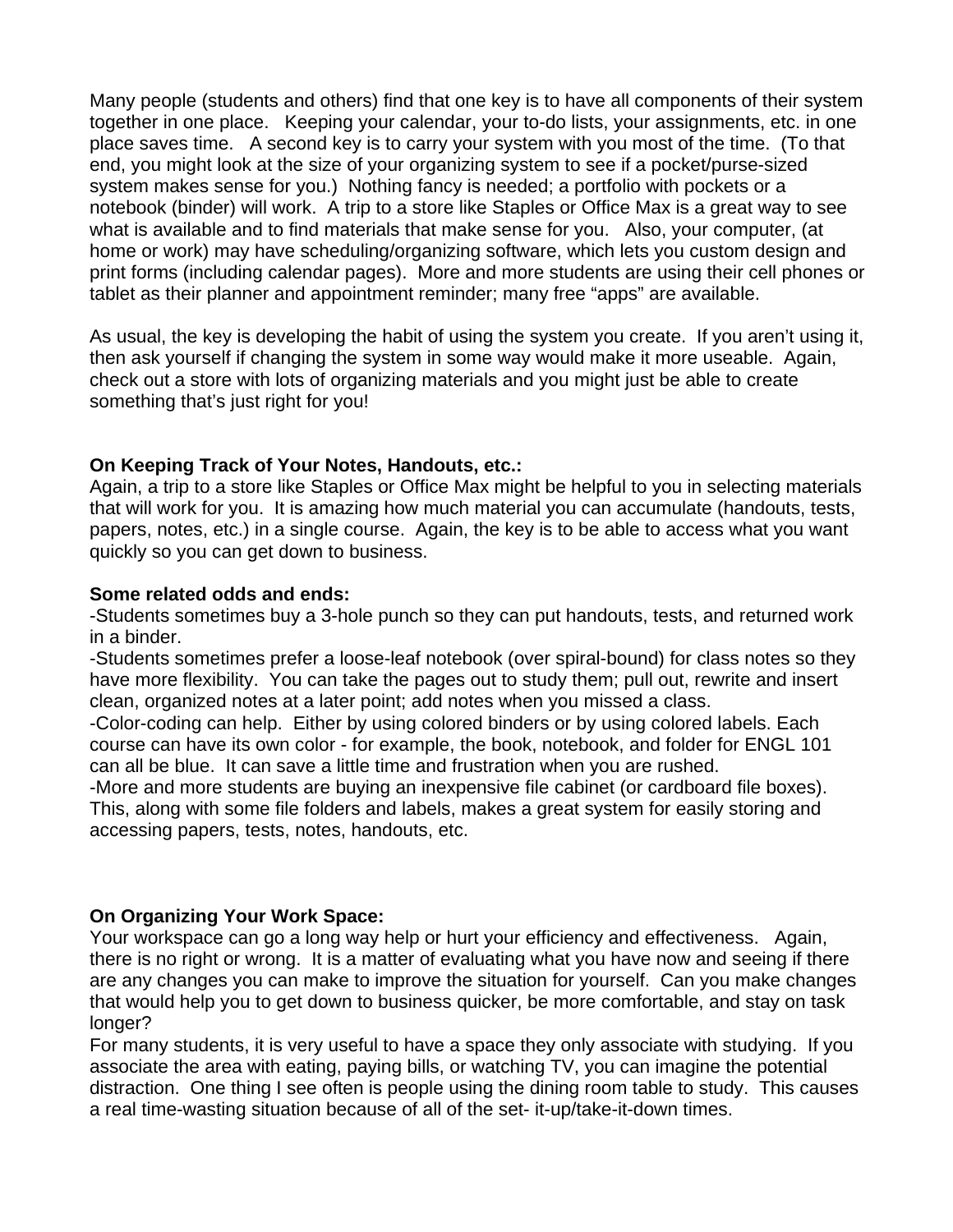Many people (students and others) find that one key is to have all components of their system together in one place. Keeping your calendar, your to-do lists, your assignments, etc. in one place saves time. A second key is to carry your system with you most of the time. (To that end, you might look at the size of your organizing system to see if a pocket/purse-sized system makes sense for you.) Nothing fancy is needed; a portfolio with pockets or a notebook (binder) will work. A trip to a store like Staples or Office Max is a great way to see what is available and to find materials that make sense for you. Also, your computer, (at home or work) may have scheduling/organizing software, which lets you custom design and print forms (including calendar pages). More and more students are using their cell phones or tablet as their planner and appointment reminder; many free "apps" are available.

As usual, the key is developing the habit of using the system you create. If you aren't using it, then ask yourself if changing the system in some way would make it more useable. Again, check out a store with lots of organizing materials and you might just be able to create something that's just right for you!

**On Keeping Track of Your Notes, Handouts, etc.:**
Again, a trip to a store like Staples or Office Max might be helpful to you in selecting materials that will work for you. It is amazing how much material you can accumulate (handouts, tests, papers, notes, etc.) in a single course. Again, the key is to be able to access what you want quickly so you can get down to business.

**Some related odds and ends:**

-Students sometimes buy a 3-hole punch so they can put handouts, tests, and returned work in a binder.

-Students sometimes prefer a loose-leaf notebook (over spiral-bound) for class notes so they have more flexibility. You can take the pages out to study them; pull out, rewrite and insert clean, organized notes at a later point; add notes when you missed a class.

-Color-coding can help. Either by using colored binders or by using colored labels. Each course can have its own color - for example, the book, notebook, and folder for ENGL 101 can all be blue. It can save a little time and frustration when you are rushed.

-More and more students are buying an inexpensive file cabinet (or cardboard file boxes). This, along with some file folders and labels, makes a great system for easily storing and accessing papers, tests, notes, handouts, etc.

**On Organizing Your Work Space:**
Your workspace can go a long way help or hurt your efficiency and effectiveness. Again, there is no right or wrong. It is a matter of evaluating what you have now and seeing if there are any changes you can make to improve the situation for yourself. Can you make changes that would help you to get down to business quicker, be more comfortable, and stay on task longer?

For many students, it is very useful to have a space they only associate with studying. If you associate the area with eating, paying bills, or watching TV, you can imagine the potential distraction. One thing I see often is people using the dining room table to study. This causes a real time-wasting situation because of all of the set- it-up/take-it-down times.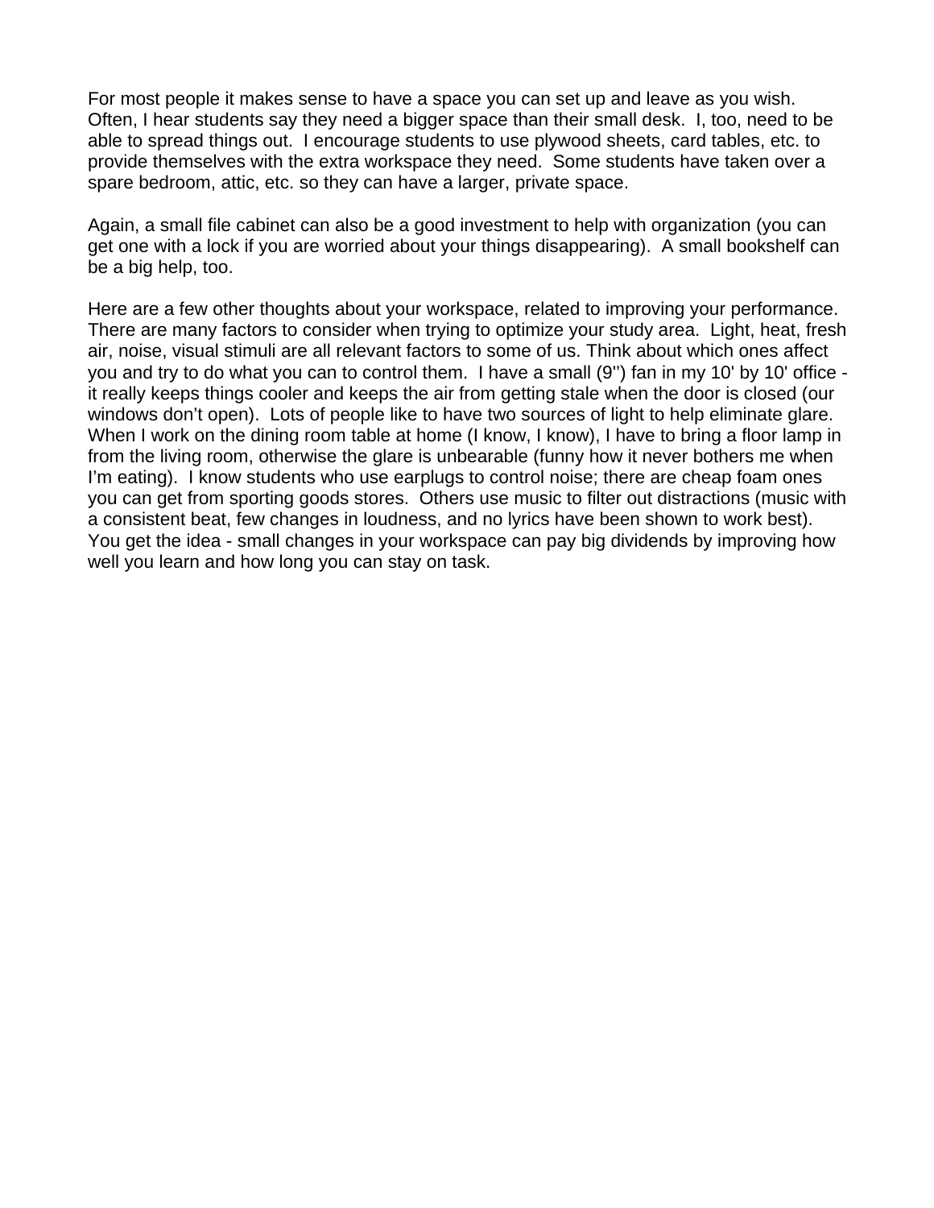For most people it makes sense to have a space you can set up and leave as you wish. Often, I hear students say they need a bigger space than their small desk. I, too, need to be able to spread things out. I encourage students to use plywood sheets, card tables, etc. to provide themselves with the extra workspace they need. Some students have taken over a spare bedroom, attic, etc. so they can have a larger, private space.

Again, a small file cabinet can also be a good investment to help with organization (you can get one with a lock if you are worried about your things disappearing). A small bookshelf can be a big help, too.

Here are a few other thoughts about your workspace, related to improving your performance. There are many factors to consider when trying to optimize your study area. Light, heat, fresh air, noise, visual stimuli are all relevant factors to some of us. Think about which ones affect you and try to do what you can to control them. I have a small (9'') fan in my 10' by 10' office - it really keeps things cooler and keeps the air from getting stale when the door is closed (our windows don't open). Lots of people like to have two sources of light to help eliminate glare. When I work on the dining room table at home (I know, I know), I have to bring a floor lamp in from the living room, otherwise the glare is unbearable (funny how it never bothers me when I'm eating). I know students who use earplugs to control noise; there are cheap foam ones you can get from sporting goods stores. Others use music to filter out distractions (music with a consistent beat, few changes in loudness, and no lyrics have been shown to work best). You get the idea - small changes in your workspace can pay big dividends by improving how well you learn and how long you can stay on task.